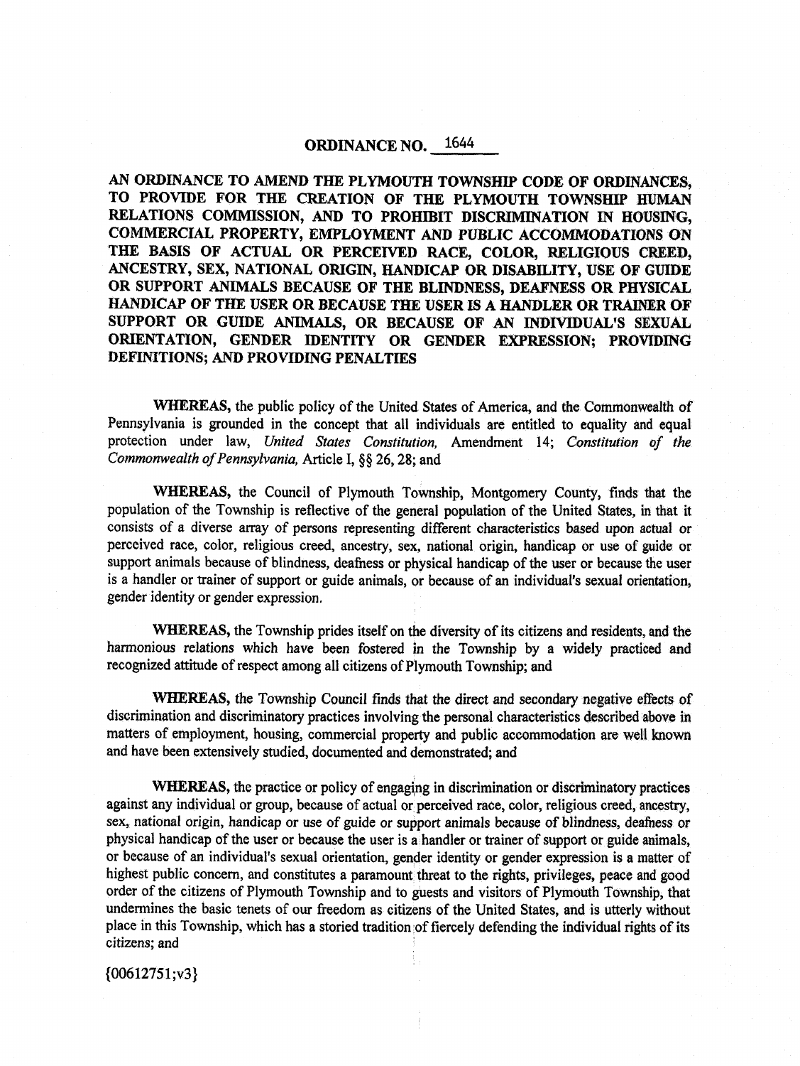# ORDINANCE NO. 1644

**AN ORDINANCE TO AMEND THE PLYMOUTH TOWNSHIP CODE OF ORDINANCES, TO PROVIDE FOR THE CREATION OF THE PLYMOUTH TOWNSHIP HUMAN RELATIONS COMMISSION, AND TO PROHIBIT DISCRIMINATION IN HOUSING, COMMERCIAL PROPERTY, EMPLOYMENT AND PUBLIC ACCOMMODATIONS ON THE BASIS OF ACTUAL OR PERCEIVED RACE, COLOR, RELIGIOUS CREED, ANCESTRY, SEX, NATIONAL ORIGIN, HANDICAP OR DISABILITY, USE OF GUIDE OR SUPPORT ANIMALS BECAUSE OF THE BLINDNESS, DEAFNESS OR PHYSICAL HANDICAP OF THE USER OR BECAUSE THE USER IS A HANDLER OR TRAINER OF SUPPORT OR GUIDE ANIMALS, OR BECAUSE OF AN INDIVIDUAL'S SEXUAL ORIENTATION, GENDER IDENTITY OR GENDER EXPRESSION; PROVIDING DEFINITIONS; AND PROVIDING PENALTIES**

**WHEREAS,** the public policy of the United States of America, and the Commonwealth of Pennsylvania is grounded in the concept that all individuals are entitled to equality and equal protection under law, *United States Constitution,* Amendment 14; *Constitution of the Commonwealth of Pennsylvania,* Article I, §§ 26, 28; and

**WHEREAS,** the Council of Plymouth Township, Montgomery County, finds that the population of the Township is reflective of the general population of the United States, in that it consists of a diverse array of persons representing different characteristics based upon actual or perceived race, color, religious creed, ancestry, sex, national origin, handicap or use of guide or support animals because of blindness, deafness or physical handicap of the user or because the user is a handler or trainer of support or guide animals, or because of an individual's sexual orientation, gender identity or gender expression.

**WHEREAS,** the Township prides itself on the diversity of its citizens and residents, and the harmonious relations which have been fostered in the Township by a widely practiced and recognized attitude of respect among all citizens of Plymouth Township; and

**WHEREAS,** the Township Council finds that the direct and secondary negative effects of discrimination and discriminatory practices involving the personal characteristics described above in matters of employment, housing, commercial property and public accommodation are well known and have been extensively studied, documented and demonstrated; and

**WHEREAS,** the practice or policy of engaging in discrimination or discriminatory practices against any individual or group, because of actual or perceived race, color, religious creed, ancestry, sex, national origin, handicap or use of guide or support animals because of blindness, deafness or physical handicap of the user or because the user is a handler or trainer of support or guide animals, or because of an individual's sexual orientation, gender identity or gender expression is a matter of highest public concern, and constitutes a paramount threat to the rights, privileges, peace and good order of the citizens of Plymouth Township and to guests and visitors of Plymouth Township, that undermines the basic tenets of our freedom as citizens of the United States, and is utterly without place in this Township, which has a storied tradition of fiercely defending the individual rights of its citizens; and

{00612751;v3}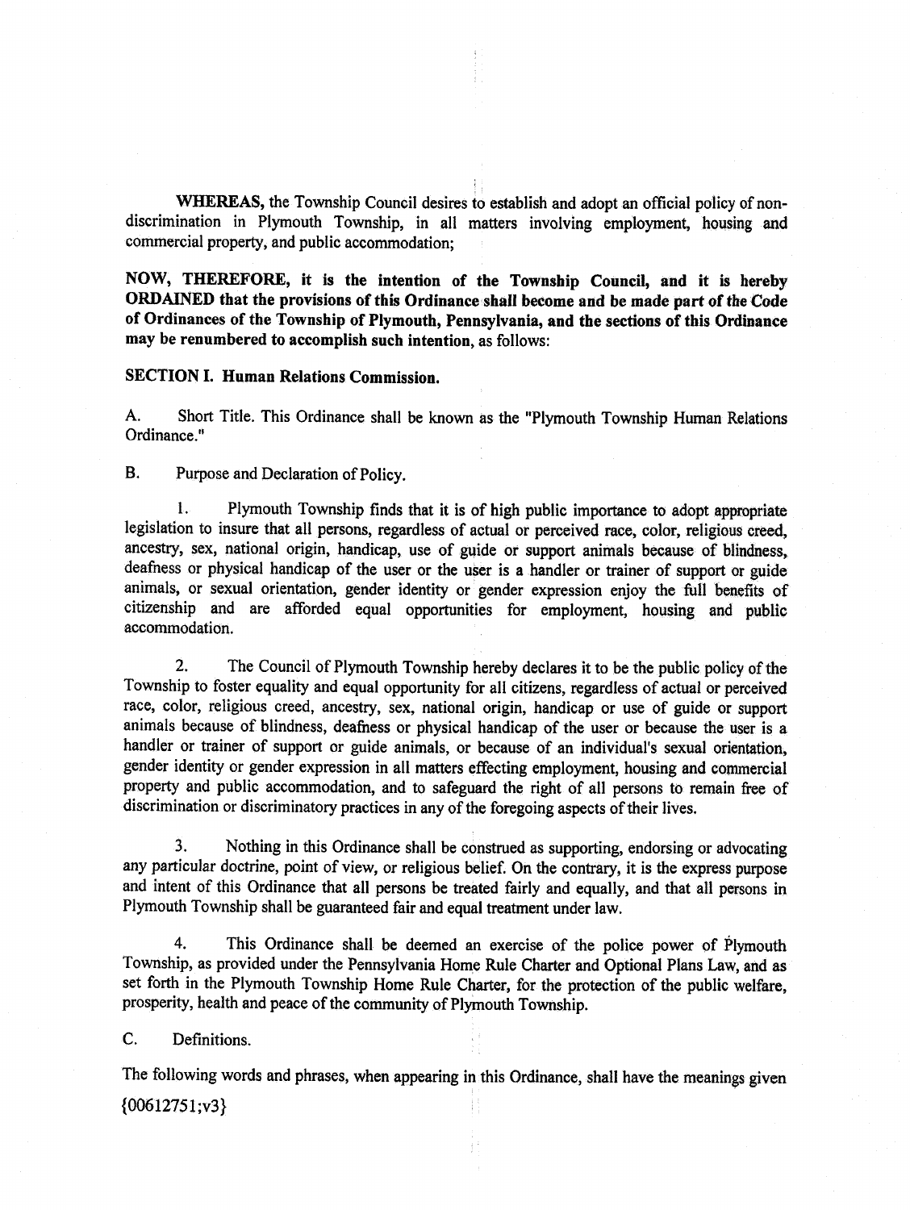**WHEREAS,** the Township Council desires to establish and adopt an official policy of non-discrimination in Plymouth Township, in all matters involving employment, housing and commercial property, and public accommodation;

**NOW, THEREFORE, it is the intention of the Township Council, and it is hereby ORDAINED that the provisions of this Ordinance shall become and be made part of the Code of Ordinances of the Township of Plymouth, Pennsylvania, and the sections of this Ordinance may be renumbered to accomplish such intention,** as follows:

**SECTION I. Human Relations Commission.**

A. Short Title. This Ordinance shall be known as the "Plymouth Township Human Relations Ordinance."

B. Purpose and Declaration of Policy.

1. Plymouth Township finds that it is of high public importance to adopt appropriate legislation to insure that all persons, regardless of actual or perceived race, color, religious creed, ancestry, sex, national origin, handicap, use of guide or support animals because of blindness, deafness or physical handicap of the user or the user is a handler or trainer of support or guide animals, or sexual orientation, gender identity or gender expression enjoy the full benefits of citizenship and are afforded equal opportunities for employment, housing and public accommodation.

2. The Council of Plymouth Township hereby declares it to be the public policy of the Township to foster equality and equal opportunity for all citizens, regardless of actual or perceived race, color, religious creed, ancestry, sex, national origin, handicap or use of guide or support animals because of blindness, deafness or physical handicap of the user or because the user is a handler or trainer of support or guide animals, or because of an individual's sexual orientation, gender identity or gender expression in all matters effecting employment, housing and commercial property and public accommodation, and to safeguard the right of all persons to remain free of discrimination or discriminatory practices in any of the foregoing aspects of their lives.

3. Nothing in this Ordinance shall be construed as supporting, endorsing or advocating any particular doctrine, point of view, or religious belief. On the contrary, it is the express purpose and intent of this Ordinance that all persons be treated fairly and equally, and that all persons in Plymouth Township shall be guaranteed fair and equal treatment under law.

4. This Ordinance shall be deemed an exercise of the police power of Plymouth Township, as provided under the Pennsylvania Home Rule Charter and Optional Plans Law, and as set forth in the Plymouth Township Home Rule Charter, for the protection of the public welfare, prosperity, health and peace of the community of Plymouth Township.

C. Definitions.

The following words and phrases, when appearing in this Ordinance, shall have the meanings given

{00612751;v3}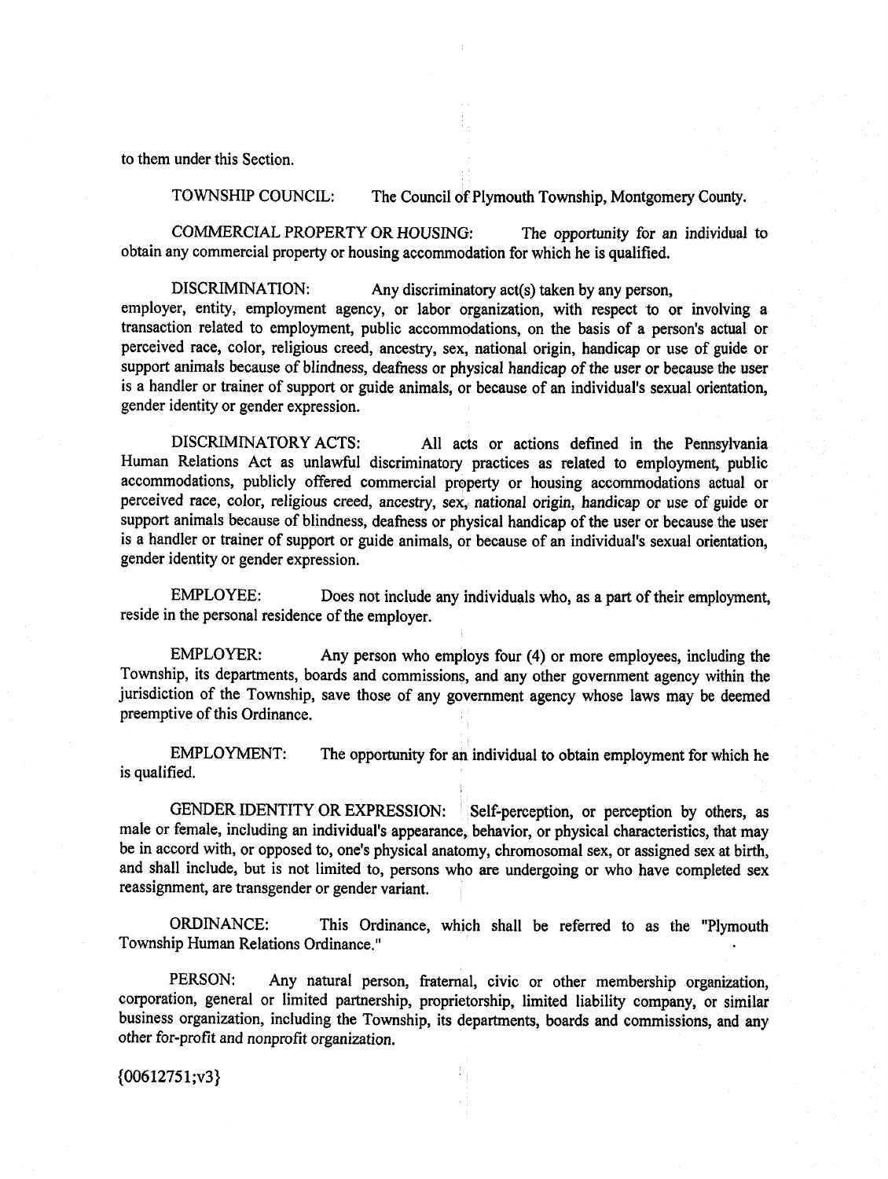to them under this Section.

TOWNSHIP COUNCIL: The Council of Plymouth Township, Montgomery County.

COMMERCIAL PROPERTY OR HOUSING: The opportunity for an individual to obtain any commercial property or housing accommodation for which he is qualified.

DISCRIMINATION: Any discriminatory act(s) taken by any person, employer, entity, employment agency, or labor organization, with respect to or involving a transaction related to employment, public accommodations, on the basis of a person's actual or perceived race, color, religious creed, ancestry, sex, national origin, handicap or use of guide or support animals because of blindness, deafness or physical handicap of the user or because the user is a handler or trainer of support or guide animals, or because of an individual's sexual orientation, gender identity or gender expression.

DISCRIMINATORY ACTS: All acts or actions defined in the Pennsylvania Human Relations Act as unlawful discriminatory practices as related to employment, public accommodations, publicly offered commercial property or housing accommodations actual or perceived race, color, religious creed, ancestry, sex, national origin, handicap or use of guide or support animals because of blindness, deafness or physical handicap of the user or because the user is a handler or trainer of support or guide animals, or because of an individual's sexual orientation, gender identity or gender expression.

EMPLOYEE: Does not include any individuals who, as a part of their employment, reside in the personal residence of the employer.

EMPLOYER: Any person who employs four (4) or more employees, including the Township, its departments, boards and commissions, and any other government agency within the jurisdiction of the Township, save those of any government agency whose laws may be deemed preemptive of this Ordinance.

EMPLOYMENT: The opportunity for an individual to obtain employment for which he is qualified.

GENDER IDENTITY OR EXPRESSION: Self-perception, or perception by others, as male or female, including an individual's appearance, behavior, or physical characteristics, that may be in accord with, or opposed to, one's physical anatomy, chromosomal sex, or assigned sex at birth, and shall include, but is not limited to, persons who are undergoing or who have completed sex reassignment, are transgender or gender variant.

ORDINANCE: This Ordinance, which shall be referred to as the "Plymouth Township Human Relations Ordinance."

PERSON: Any natural person, fraternal, civic or other membership organization, corporation, general or limited partnership, proprietorship, limited liability company, or similar business organization, including the Township, its departments, boards and commissions, and any other for-profit and nonprofit organization.

{00612751;v3}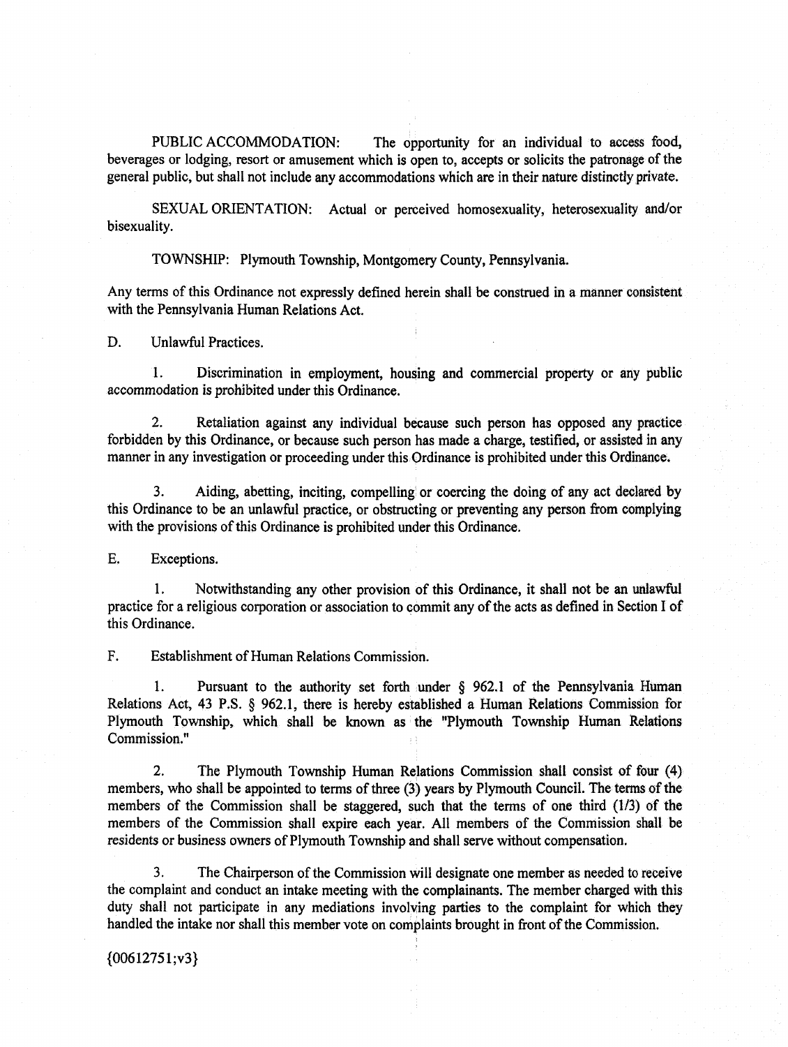PUBLIC ACCOMMODATION: The opportunity for an individual to access food, beverages or lodging, resort or amusement which is open to, accepts or solicits the patronage of the general public, but shall not include any accommodations which are in their nature distinctly private.

SEXUAL ORIENTATION: Actual or perceived homosexuality, heterosexuality and/or bisexuality.

TOWNSHIP: Plymouth Township, Montgomery County, Pennsylvania.

Any terms of this Ordinance not expressly defined herein shall be construed in a manner consistent with the Pennsylvania Human Relations Act.

D. Unlawful Practices.

1. Discrimination in employment, housing and commercial property or any public accommodation is prohibited under this Ordinance.

2. Retaliation against any individual because such person has opposed any practice forbidden by this Ordinance, or because such person has made a charge, testified, or assisted in any manner in any investigation or proceeding under this Ordinance is prohibited under this Ordinance.

3. Aiding, abetting, inciting, compelling or coercing the doing of any act declared by this Ordinance to be an unlawful practice, or obstructing or preventing any person from complying with the provisions of this Ordinance is prohibited under this Ordinance.

E. Exceptions.

1. Notwithstanding any other provision of this Ordinance, it shall not be an unlawful practice for a religious corporation or association to commit any of the acts as defined in Section I of this Ordinance.

F. Establishment of Human Relations Commission.

1. Pursuant to the authority set forth under § 962.1 of the Pennsylvania Human Relations Act, 43 P.S. § 962.1, there is hereby established a Human Relations Commission for Plymouth Township, which shall be known as the "Plymouth Township Human Relations Commission."

2. The Plymouth Township Human Relations Commission shall consist of four (4) members, who shall be appointed to terms of three (3) years by Plymouth Council. The terms of the members of the Commission shall be staggered, such that the terms of one third (1/3) of the members of the Commission shall expire each year. All members of the Commission shall be residents or business owners of Plymouth Township and shall serve without compensation.

3. The Chairperson of the Commission will designate one member as needed to receive the complaint and conduct an intake meeting with the complainants. The member charged with this duty shall not participate in any mediations involving parties to the complaint for which they handled the intake nor shall this member vote on complaints brought in front of the Commission.

{00612751;v3}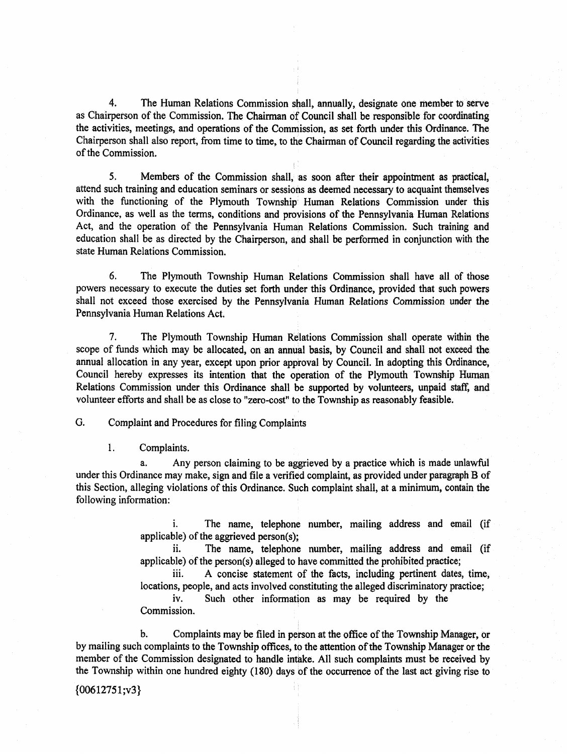4. The Human Relations Commission shall, annually, designate one member to serve as Chairperson of the Commission. The Chairman of Council shall be responsible for coordinating the activities, meetings, and operations of the Commission, as set forth under this Ordinance. The Chairperson shall also report, from time to time, to the Chairman of Council regarding the activities of the Commission.

5. Members of the Commission shall, as soon after their appointment as practical, attend such training and education seminars or sessions as deemed necessary to acquaint themselves with the functioning of the Plymouth Township Human Relations Commission under this Ordinance, as well as the terms, conditions and provisions of the Pennsylvania Human Relations Act, and the operation of the Pennsylvania Human Relations Commission. Such training and education shall be as directed by the Chairperson, and shall be performed in conjunction with the state Human Relations Commission.

6. The Plymouth Township Human Relations Commission shall have all of those powers necessary to execute the duties set forth under this Ordinance, provided that such powers shall not exceed those exercised by the Pennsylvania Human Relations Commission under the Pennsylvania Human Relations Act.

7. The Plymouth Township Human Relations Commission shall operate within the scope of funds which may be allocated, on an annual basis, by Council and shall not exceed the annual allocation in any year, except upon prior approval by Council. In adopting this Ordinance, Council hereby expresses its intention that the operation of the Plymouth Township Human Relations Commission under this Ordinance shall be supported by volunteers, unpaid staff, and volunteer efforts and shall be as close to "zero-cost" to the Township as reasonably feasible.

G. Complaint and Procedures for filing Complaints

1. Complaints.

a. Any person claiming to be aggrieved by a practice which is made unlawful under this Ordinance may make, sign and file a verified complaint, as provided under paragraph B of this Section, alleging violations of this Ordinance. Such complaint shall, at a minimum, contain the following information:

i. The name, telephone number, mailing address and email (if applicable) of the aggrieved person(s);

ii. The name, telephone number, mailing address and email (if applicable) of the person(s) alleged to have committed the prohibited practice;

iii. A concise statement of the facts, including pertinent dates, time, locations, people, and acts involved constituting the alleged discriminatory practice;

iv. Such other information as may be required by the Commission.

b. Complaints may be filed in person at the office of the Township Manager, or by mailing such complaints to the Township offices, to the attention of the Township Manager or the member of the Commission designated to handle intake. All such complaints must be received by the Township within one hundred eighty (180) days of the occurrence of the last act giving rise to

{00612751;v3}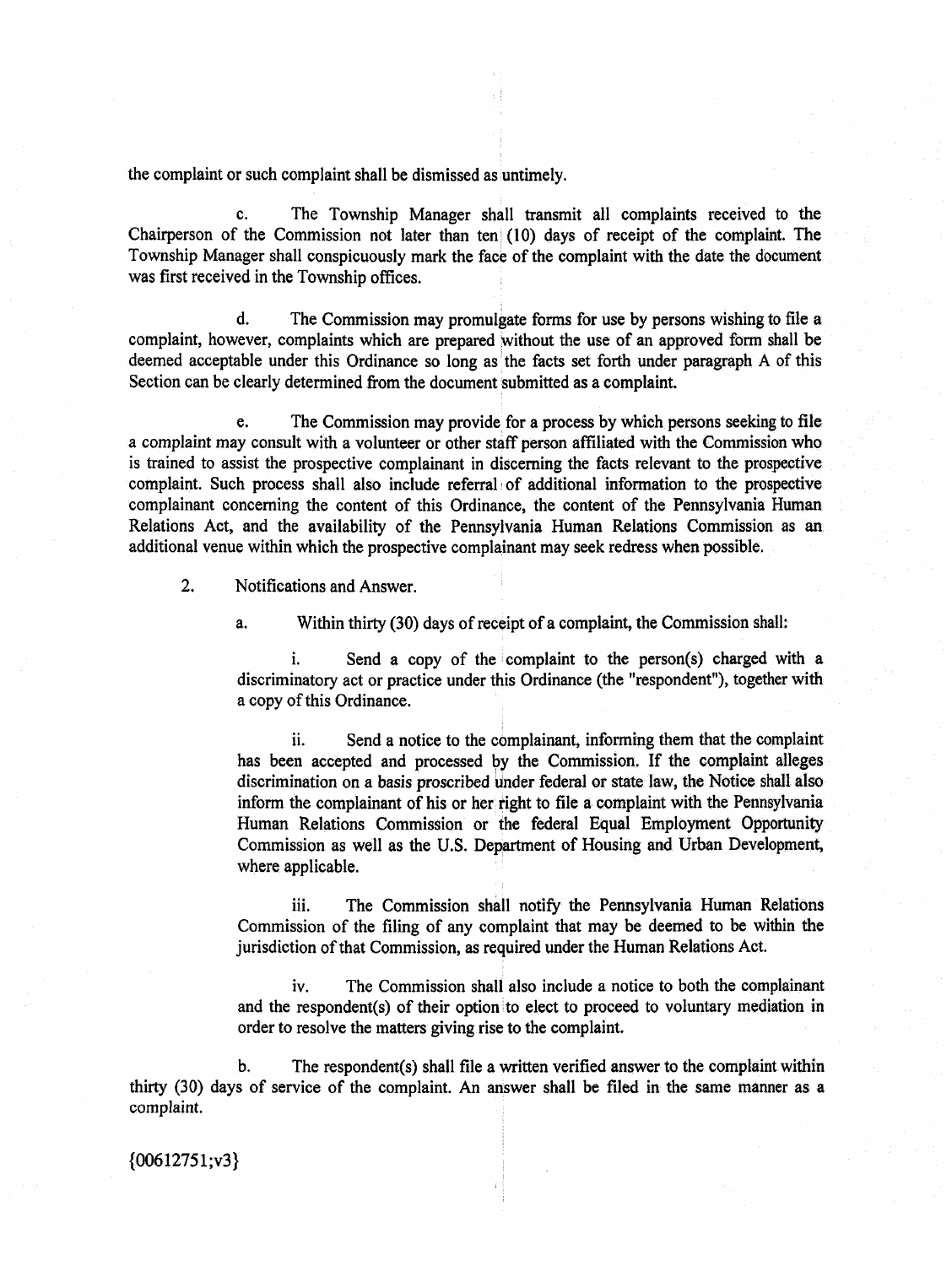the complaint or such complaint shall be dismissed as untimely.

c. The Township Manager shall transmit all complaints received to the Chairperson of the Commission not later than ten (10) days of receipt of the complaint. The Township Manager shall conspicuously mark the face of the complaint with the date the document was first received in the Township offices.

d. The Commission may promulgate forms for use by persons wishing to file a complaint, however, complaints which are prepared without the use of an approved form shall be deemed acceptable under this Ordinance so long as the facts set forth under paragraph A of this Section can be clearly determined from the document submitted as a complaint.

e. The Commission may provide for a process by which persons seeking to file a complaint may consult with a volunteer or other staff person affiliated with the Commission who is trained to assist the prospective complainant in discerning the facts relevant to the prospective complaint. Such process shall also include referral of additional information to the prospective complainant concerning the content of this Ordinance, the content of the Pennsylvania Human Relations Act, and the availability of the Pennsylvania Human Relations Commission as an additional venue within which the prospective complainant may seek redress when possible.

2. Notifications and Answer.

a. Within thirty (30) days of receipt of a complaint, the Commission shall:

i. Send a copy of the complaint to the person(s) charged with a discriminatory act or practice under this Ordinance (the "respondent"), together with a copy of this Ordinance.

ii. Send a notice to the complainant, informing them that the complaint has been accepted and processed by the Commission. If the complaint alleges discrimination on a basis proscribed under federal or state law, the Notice shall also inform the complainant of his or her right to file a complaint with the Pennsylvania Human Relations Commission or the federal Equal Employment Opportunity Commission as well as the U.S. Department of Housing and Urban Development, where applicable.

iii. The Commission shall notify the Pennsylvania Human Relations Commission of the filing of any complaint that may be deemed to be within the jurisdiction of that Commission, as required under the Human Relations Act.

iv. The Commission shall also include a notice to both the complainant and the respondent(s) of their option to elect to proceed to voluntary mediation in order to resolve the matters giving rise to the complaint.

b. The respondent(s) shall file a written verified answer to the complaint within thirty (30) days of service of the complaint. An answer shall be filed in the same manner as a complaint.

{00612751;v3}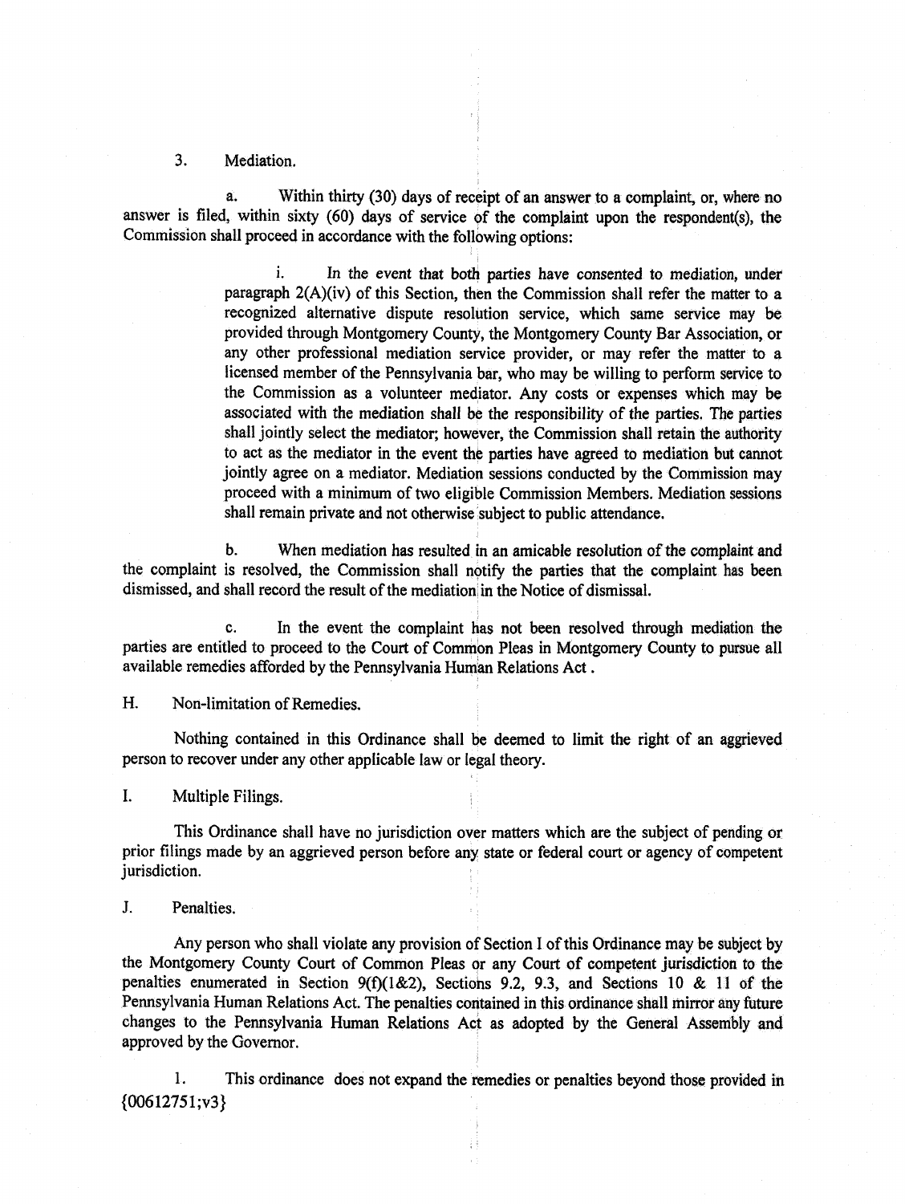3. Mediation.

a. Within thirty (30) days of receipt of an answer to a complaint, or, where no answer is filed, within sixty (60) days of service of the complaint upon the respondent(s), the Commission shall proceed in accordance with the following options:

i. In the event that both parties have consented to mediation, under paragraph 2(A)(iv) of this Section, then the Commission shall refer the matter to a recognized alternative dispute resolution service, which same service may be provided through Montgomery County, the Montgomery County Bar Association, or any other professional mediation service provider, or may refer the matter to a licensed member of the Pennsylvania bar, who may be willing to perform service to the Commission as a volunteer mediator. Any costs or expenses which may be associated with the mediation shall be the responsibility of the parties. The parties shall jointly select the mediator; however, the Commission shall retain the authority to act as the mediator in the event the parties have agreed to mediation but cannot jointly agree on a mediator. Mediation sessions conducted by the Commission may proceed with a minimum of two eligible Commission Members. Mediation sessions shall remain private and not otherwise subject to public attendance.

b. When mediation has resulted in an amicable resolution of the complaint and the complaint is resolved, the Commission shall notify the parties that the complaint has been dismissed, and shall record the result of the mediation in the Notice of dismissal.

c. In the event the complaint has not been resolved through mediation the parties are entitled to proceed to the Court of Common Pleas in Montgomery County to pursue all available remedies afforded by the Pennsylvania Human Relations Act .

H. Non-limitation of Remedies.

Nothing contained in this Ordinance shall be deemed to limit the right of an aggrieved person to recover under any other applicable law or legal theory.

I. Multiple Filings.

This Ordinance shall have no jurisdiction over matters which are the subject of pending or prior filings made by an aggrieved person before any state or federal court or agency of competent jurisdiction.

J. Penalties.

Any person who shall violate any provision of Section I of this Ordinance may be subject by the Montgomery County Court of Common Pleas or any Court of competent jurisdiction to the penalties enumerated in Section 9(f)(1&2), Sections 9.2, 9.3, and Sections 10 & 11 of the Pennsylvania Human Relations Act. The penalties contained in this ordinance shall mirror any future changes to the Pennsylvania Human Relations Act as adopted by the General Assembly and approved by the Governor.

1. This ordinance does not expand the remedies or penalties beyond those provided in

{00612751;v3}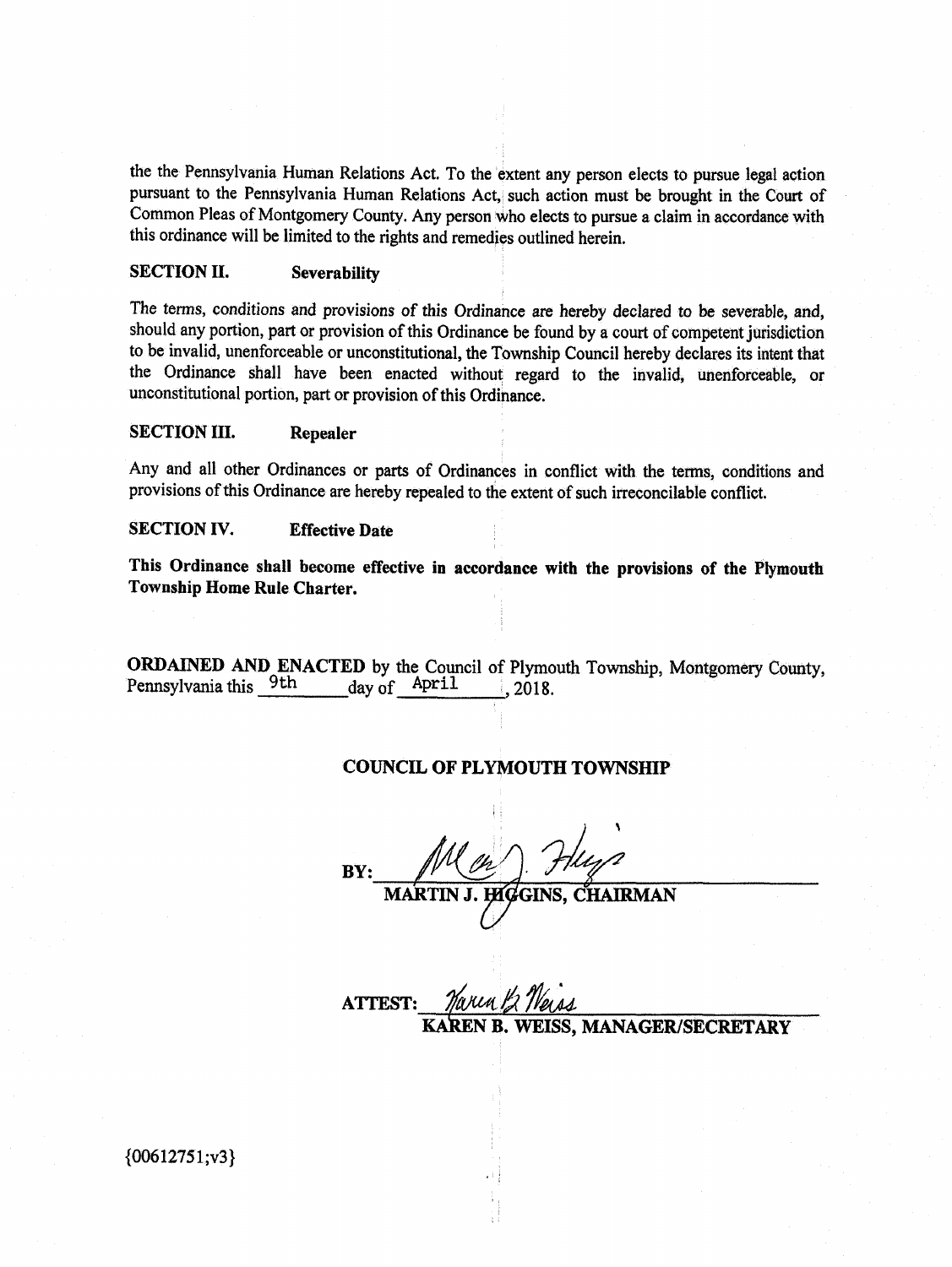the the Pennsylvania Human Relations Act. To the extent any person elects to pursue legal action pursuant to the Pennsylvania Human Relations Act, such action must be brought in the Court of Common Pleas of Montgomery County. Any person who elects to pursue a claim in accordance with this ordinance will be limited to the rights and remedies outlined herein.

**SECTION II. Severability**

The terms, conditions and provisions of this Ordinance are hereby declared to be severable, and, should any portion, part or provision of this Ordinance be found by a court of competent jurisdiction to be invalid, unenforceable or unconstitutional, the Township Council hereby declares its intent that the Ordinance shall have been enacted without regard to the invalid, unenforceable, or unconstitutional portion, part or provision of this Ordinance.

**SECTION III. Repealer**

Any and all other Ordinances or parts of Ordinances in conflict with the terms, conditions and provisions of this Ordinance are hereby repealed to the extent of such irreconcilable conflict.

**SECTION IV. Effective Date**

**This Ordinance shall become effective in accordance with the provisions of the Plymouth Township Home Rule Charter.**

**ORDAINED AND ENACTED** by the Council of Plymouth Township, Montgomery County, Pennsylvania this 9th day of April, 2018.

**COUNCIL OF PLYMOUTH TOWNSHIP**

BY: ______________________
**MARTIN J. HIGGINS, CHAIRMAN**

ATTEST: ______________________
**KAREN B. WEISS, MANAGER/SECRETARY**

{00612751;v3}